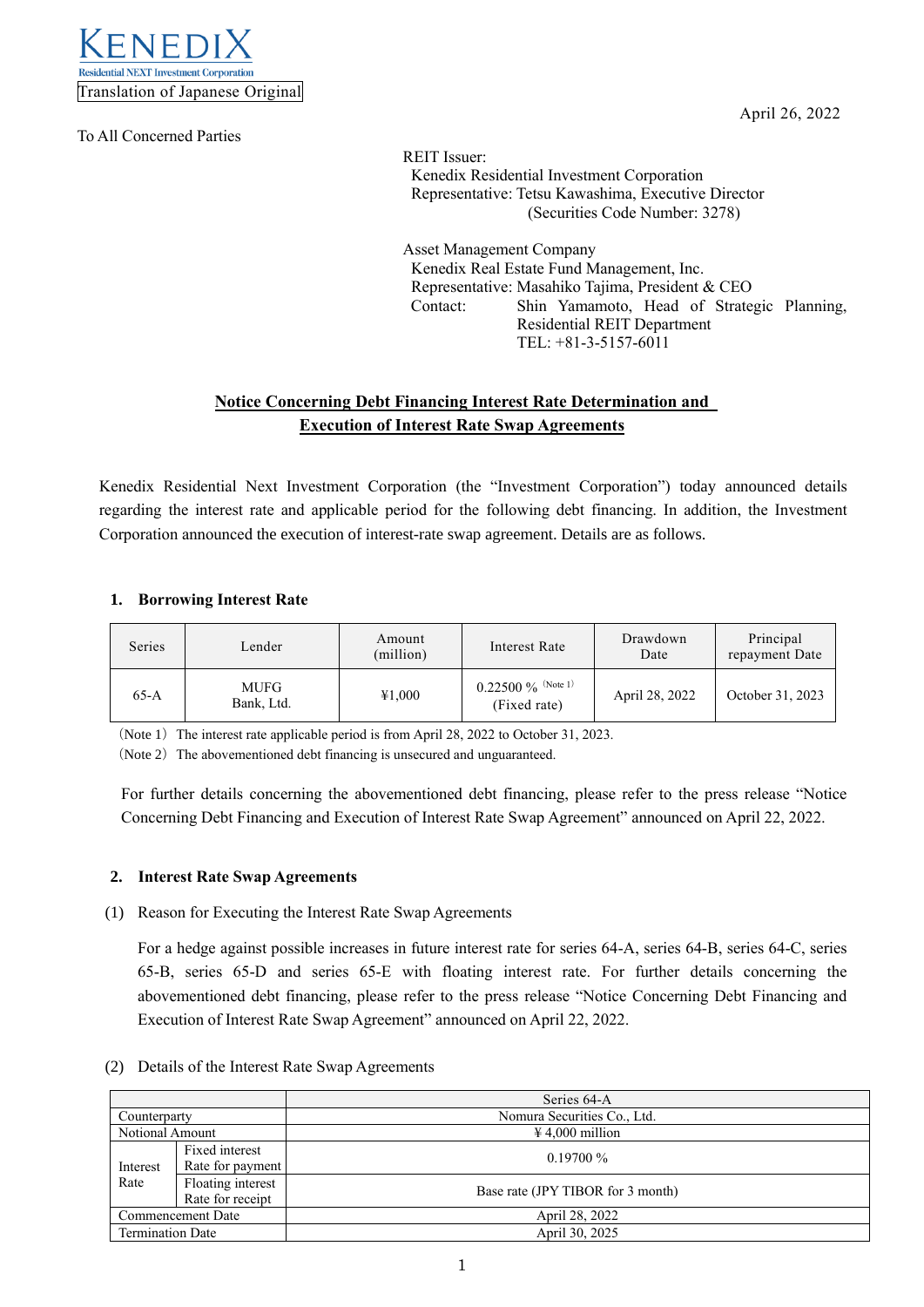KENEDIX
Residential NEXT Investment Corporation

Translation of Japanese Original

April 26, 2022

To All Concerned Parties

REIT Issuer:
Kenedix Residential Investment Corporation
Representative: Tetsu Kawashima, Executive Director
(Securities Code Number: 3278)

Asset Management Company
Kenedix Real Estate Fund Management, Inc.
Representative: Masahiko Tajima, President & CEO
Contact: Shin Yamamoto, Head of Strategic Planning, Residential REIT Department
TEL: +81-3-5157-6011

## Notice Concerning Debt Financing Interest Rate Determination and Execution of Interest Rate Swap Agreements

Kenedix Residential Next Investment Corporation (the "Investment Corporation") today announced details regarding the interest rate and applicable period for the following debt financing. In addition, the Investment Corporation announced the execution of interest-rate swap agreement. Details are as follows.

### 1. Borrowing Interest Rate

| Series | Lender | Amount (million) | Interest Rate | Drawdown Date | Principal repayment Date |
|---|---|---|---|---|---|
| 65-A | MUFG Bank, Ltd. | ¥1,000 | 0.22500 % (Note 1) (Fixed rate) | April 28, 2022 | October 31, 2023 |

(Note 1) The interest rate applicable period is from April 28, 2022 to October 31, 2023.
(Note 2) The abovementioned debt financing is unsecured and unguaranteed.

For further details concerning the abovementioned debt financing, please refer to the press release "Notice Concerning Debt Financing and Execution of Interest Rate Swap Agreement" announced on April 22, 2022.

### 2. Interest Rate Swap Agreements

(1) Reason for Executing the Interest Rate Swap Agreements

For a hedge against possible increases in future interest rate for series 64-A, series 64-B, series 64-C, series 65-B, series 65-D and series 65-E with floating interest rate. For further details concerning the abovementioned debt financing, please refer to the press release "Notice Concerning Debt Financing and Execution of Interest Rate Swap Agreement" announced on April 22, 2022.

(2) Details of the Interest Rate Swap Agreements

| | | Series 64-A |
|---|---|---|
| Counterparty | | Nomura Securities Co., Ltd. |
| Notional Amount | | ¥ 4,000 million |
| Interest Rate | Fixed interest Rate for payment | 0.19700 % |
| | Floating interest Rate for receipt | Base rate (JPY TIBOR for 3 month) |
| Commencement Date | | April 28, 2022 |
| Termination Date | | April 30, 2025 |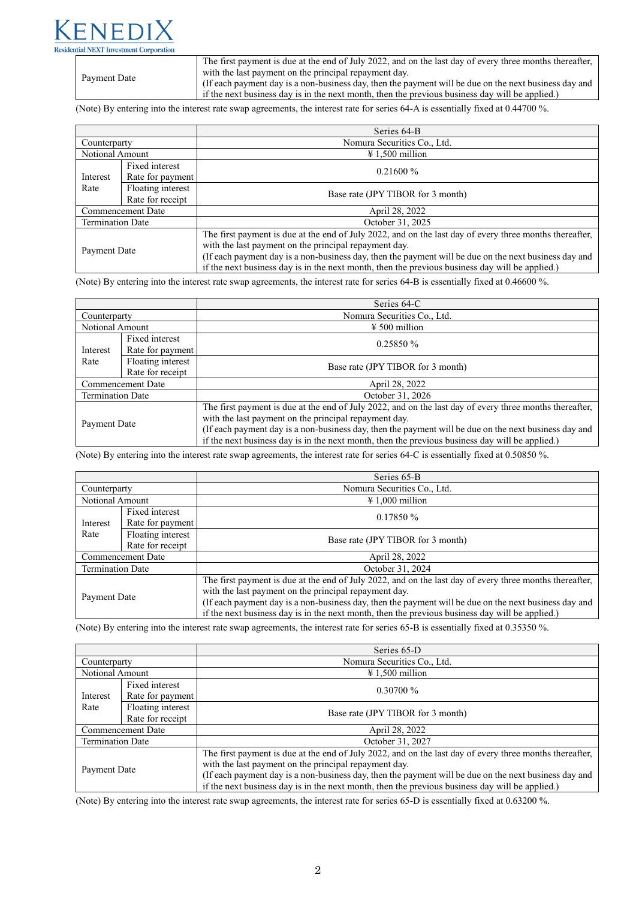| Payment Date | The first payment is due at the end of July 2022, and on the last day of every three months thereafter, with the last payment on the principal repayment day.<br>(If each payment day is a non-business day, then the payment will be due on the next business day and if the next business day is in the next month, then the previous business day will be applied.) |
|---|---|

(Note) By entering into the interest rate swap agreements, the interest rate for series 64-A is essentially fixed at 0.44700 %.

| | | Series 64-B |
|---|---|---|
| Counterparty | | Nomura Securities Co., Ltd. |
| Notional Amount | | ¥ 1,500 million |
| Interest Rate | Fixed interest Rate for payment | 0.21600 % |
| | Floating interest Rate for receipt | Base rate (JPY TIBOR for 3 month) |
| Commencement Date | | April 28, 2022 |
| Termination Date | | October 31, 2025 |
| Payment Date | | The first payment is due at the end of July 2022, and on the last day of every three months thereafter, with the last payment on the principal repayment day.<br>(If each payment day is a non-business day, then the payment will be due on the next business day and if the next business day is in the next month, then the previous business day will be applied.) |

(Note) By entering into the interest rate swap agreements, the interest rate for series 64-B is essentially fixed at 0.46600 %.

| | | Series 64-C |
|---|---|---|
| Counterparty | | Nomura Securities Co., Ltd. |
| Notional Amount | | ¥ 500 million |
| Interest Rate | Fixed interest Rate for payment | 0.25850 % |
| | Floating interest Rate for receipt | Base rate (JPY TIBOR for 3 month) |
| Commencement Date | | April 28, 2022 |
| Termination Date | | October 31, 2026 |
| Payment Date | | The first payment is due at the end of July 2022, and on the last day of every three months thereafter, with the last payment on the principal repayment day.<br>(If each payment day is a non-business day, then the payment will be due on the next business day and if the next business day is in the next month, then the previous business day will be applied.) |

(Note) By entering into the interest rate swap agreements, the interest rate for series 64-C is essentially fixed at 0.50850 %.

| | | Series 65-B |
|---|---|---|
| Counterparty | | Nomura Securities Co., Ltd. |
| Notional Amount | | ¥ 1,000 million |
| Interest Rate | Fixed interest Rate for payment | 0.17850 % |
| | Floating interest Rate for receipt | Base rate (JPY TIBOR for 3 month) |
| Commencement Date | | April 28, 2022 |
| Termination Date | | October 31, 2024 |
| Payment Date | | The first payment is due at the end of July 2022, and on the last day of every three months thereafter, with the last payment on the principal repayment day.<br>(If each payment day is a non-business day, then the payment will be due on the next business day and if the next business day is in the next month, then the previous business day will be applied.) |

(Note) By entering into the interest rate swap agreements, the interest rate for series 65-B is essentially fixed at 0.35350 %.

| | | Series 65-D |
|---|---|---|
| Counterparty | | Nomura Securities Co., Ltd. |
| Notional Amount | | ¥ 1,500 million |
| Interest Rate | Fixed interest Rate for payment | 0.30700 % |
| | Floating interest Rate for receipt | Base rate (JPY TIBOR for 3 month) |
| Commencement Date | | April 28, 2022 |
| Termination Date | | October 31, 2027 |
| Payment Date | | The first payment is due at the end of July 2022, and on the last day of every three months thereafter, with the last payment on the principal repayment day.<br>(If each payment day is a non-business day, then the payment will be due on the next business day and if the next business day is in the next month, then the previous business day will be applied.) |

(Note) By entering into the interest rate swap agreements, the interest rate for series 65-D is essentially fixed at 0.63200 %.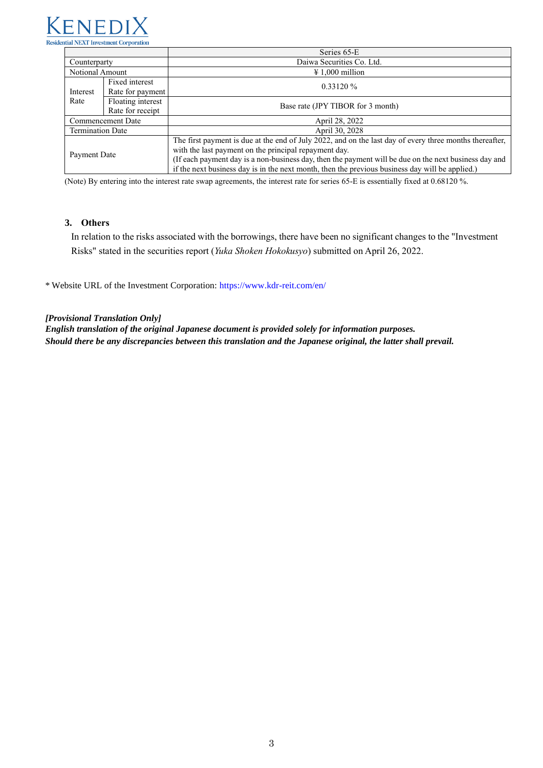| | | Series 65-E |
|---|---|---|
| Counterparty | | Daiwa Securities Co. Ltd. |
| Notional Amount | | ¥ 1,000 million |
| Interest Rate | Fixed interest Rate for payment | 0.33120 % |
| | Floating interest Rate for receipt | Base rate (JPY TIBOR for 3 month) |
| Commencement Date | | April 28, 2022 |
| Termination Date | | April 30, 2028 |
| Payment Date | | The first payment is due at the end of July 2022, and on the last day of every three months thereafter, with the last payment on the principal repayment day.<br>(If each payment day is a non-business day, then the payment will be due on the next business day and if the next business day is in the next month, then the previous business day will be applied.) |

(Note) By entering into the interest rate swap agreements, the interest rate for series 65-E is essentially fixed at 0.68120 %.

### 3. Others

In relation to the risks associated with the borrowings, there have been no significant changes to the "Investment Risks" stated in the securities report (*Yuka Shoken Hokokusyo*) submitted on April 26, 2022.

* Website URL of the Investment Corporation: https://www.kdr-reit.com/en/

***[Provisional Translation Only]***
***English translation of the original Japanese document is provided solely for information purposes.***
***Should there be any discrepancies between this translation and the Japanese original, the latter shall prevail.***